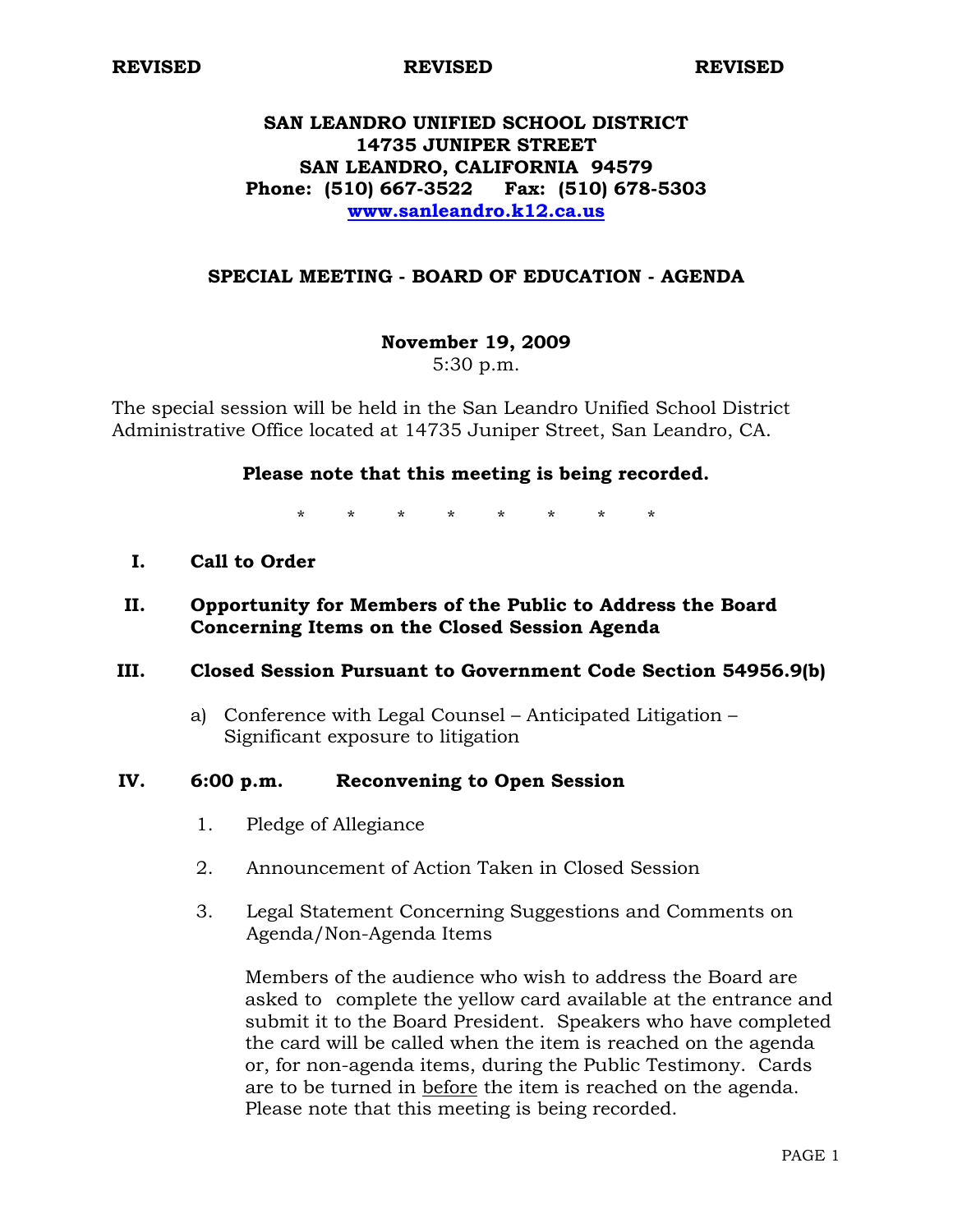**REVISED** **REVISED** **REVISED**

# SAN LEANDRO UNIFIED SCHOOL DISTRICT
**14735 JUNIPER STREET**
**SAN LEANDRO, CALIFORNIA 94579**
**Phone: (510) 667-3522 Fax: (510) 678-5303**
**www.sanleandro.k12.ca.us**

## SPECIAL MEETING - BOARD OF EDUCATION - AGENDA

**November 19, 2009**
5:30 p.m.

The special session will be held in the San Leandro Unified School District Administrative Office located at 14735 Juniper Street, San Leandro, CA.

**Please note that this meeting is being recorded.**

\* \* \* \* \* \* \* \*

**I. Call to Order**

**II. Opportunity for Members of the Public to Address the Board Concerning Items on the Closed Session Agenda**

**III. Closed Session Pursuant to Government Code Section 54956.9(b)**

a) Conference with Legal Counsel – Anticipated Litigation – Significant exposure to litigation

**IV. 6:00 p.m. Reconvening to Open Session**

1. Pledge of Allegiance
2. Announcement of Action Taken in Closed Session
3. Legal Statement Concerning Suggestions and Comments on Agenda/Non-Agenda Items

   Members of the audience who wish to address the Board are asked to complete the yellow card available at the entrance and submit it to the Board President. Speakers who have completed the card will be called when the item is reached on the agenda or, for non-agenda items, during the Public Testimony. Cards are to be turned in <u>before</u> the item is reached on the agenda. Please note that this meeting is being recorded.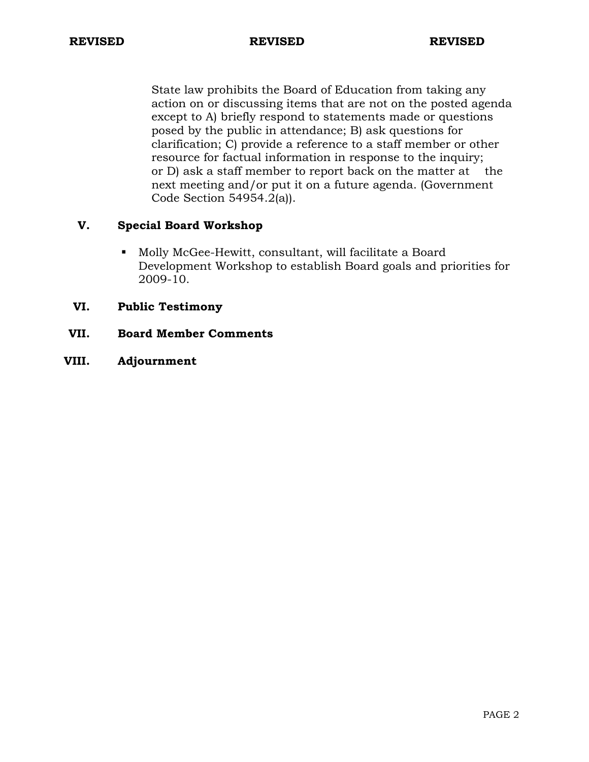**REVISED REVISED REVISED**

State law prohibits the Board of Education from taking any action on or discussing items that are not on the posted agenda except to A) briefly respond to statements made or questions posed by the public in attendance; B) ask questions for clarification; C) provide a reference to a staff member or other resource for factual information in response to the inquiry; or D) ask a staff member to report back on the matter at the next meeting and/or put it on a future agenda. (Government Code Section 54954.2(a)).

## V. Special Board Workshop

- Molly McGee-Hewitt, consultant, will facilitate a Board Development Workshop to establish Board goals and priorities for 2009-10.

## VI. Public Testimony

## VII. Board Member Comments

## VIII. Adjournment